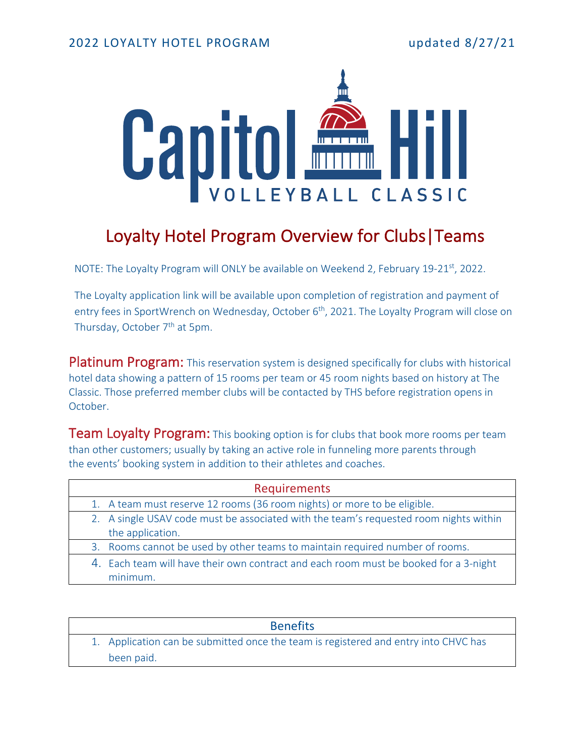2022 LOYALTY HOTEL PROGRAM updated 8/27/21

# Capitol Hill VOLLEYBALL CLASSIC

## Loyalty Hotel Program Overview for Clubs|Teams

NOTE: The Loyalty Program will ONLY be available on Weekend 2, February 19-21st, 2022.

The Loyalty application link will be available upon completion of registration and payment of entry fees in SportWrench on Wednesday, October 6th, 2021. The Loyalty Program will close on Thursday, October 7th at 5pm.

**Platinum Program:** This reservation system is designed specifically for clubs with historical hotel data showing a pattern of 15 rooms per team or 45 room nights based on history at The Classic. Those preferred member clubs will be contacted by THS before registration opens in October.

**Team Loyalty Program:** This booking option is for clubs that book more rooms per team than other customers; usually by taking an active role in funneling more parents through the events' booking system in addition to their athletes and coaches.

| Requirements |
| --- |
| 1. A team must reserve 12 rooms (36 room nights) or more to be eligible. |
| 2. A single USAV code must be associated with the team's requested room nights within the application. |
| 3. Rooms cannot be used by other teams to maintain required number of rooms. |
| 4. Each team will have their own contract and each room must be booked for a 3-night minimum. |

| Benefits |
| --- |
| 1. Application can be submitted once the team is registered and entry into CHVC has been paid. |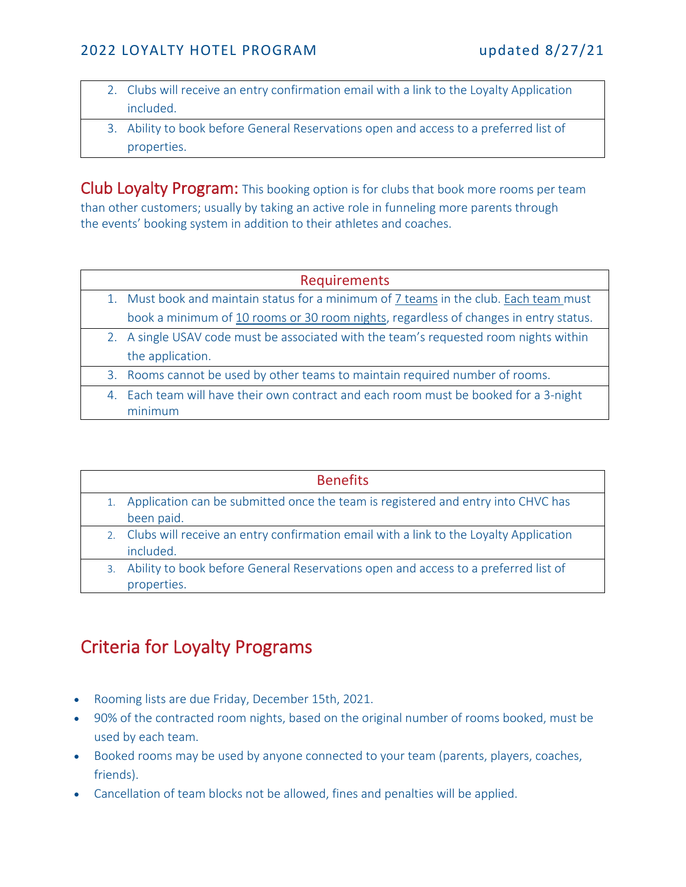| |
|---|
| 2. Clubs will receive an entry confirmation email with a link to the Loyalty Application included. |
| 3. Ability to book before General Reservations open and access to a preferred list of properties. |

**Club Loyalty Program:** This booking option is for clubs that book more rooms per team than other customers; usually by taking an active role in funneling more parents through the events' booking system in addition to their athletes and coaches.

| Requirements |
|---|
| 1. Must book and maintain status for a minimum of 7 teams in the club. Each team must book a minimum of 10 rooms or 30 room nights, regardless of changes in entry status. |
| 2. A single USAV code must be associated with the team's requested room nights within the application. |
| 3. Rooms cannot be used by other teams to maintain required number of rooms. |
| 4. Each team will have their own contract and each room must be booked for a 3-night minimum |

| Benefits |
|---|
| 1. Application can be submitted once the team is registered and entry into CHVC has been paid. |
| 2. Clubs will receive an entry confirmation email with a link to the Loyalty Application included. |
| 3. Ability to book before General Reservations open and access to a preferred list of properties. |

## Criteria for Loyalty Programs

- Rooming lists are due Friday, December 15th, 2021.
- 90% of the contracted room nights, based on the original number of rooms booked, must be used by each team.
- Booked rooms may be used by anyone connected to your team (parents, players, coaches, friends).
- Cancellation of team blocks not be allowed, fines and penalties will be applied.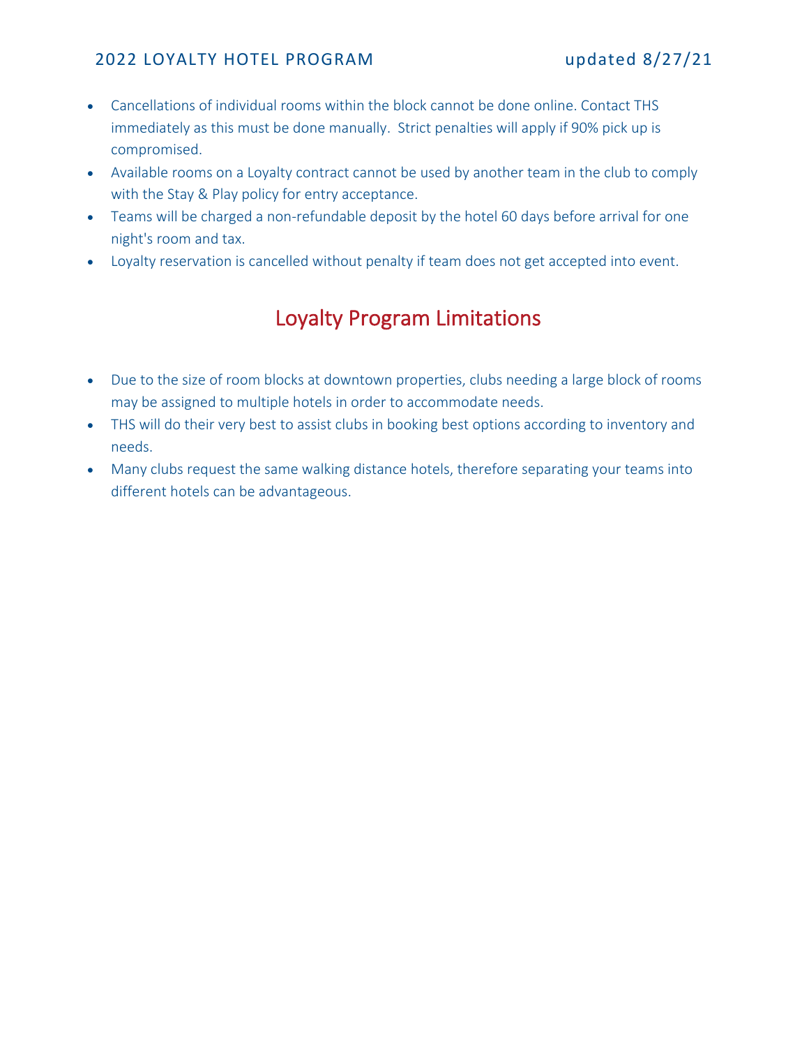- Cancellations of individual rooms within the block cannot be done online. Contact THS immediately as this must be done manually. Strict penalties will apply if 90% pick up is compromised.
- Available rooms on a Loyalty contract cannot be used by another team in the club to comply with the Stay & Play policy for entry acceptance.
- Teams will be charged a non-refundable deposit by the hotel 60 days before arrival for one night's room and tax.
- Loyalty reservation is cancelled without penalty if team does not get accepted into event.

## Loyalty Program Limitations

- Due to the size of room blocks at downtown properties, clubs needing a large block of rooms may be assigned to multiple hotels in order to accommodate needs.
- THS will do their very best to assist clubs in booking best options according to inventory and needs.
- Many clubs request the same walking distance hotels, therefore separating your teams into different hotels can be advantageous.